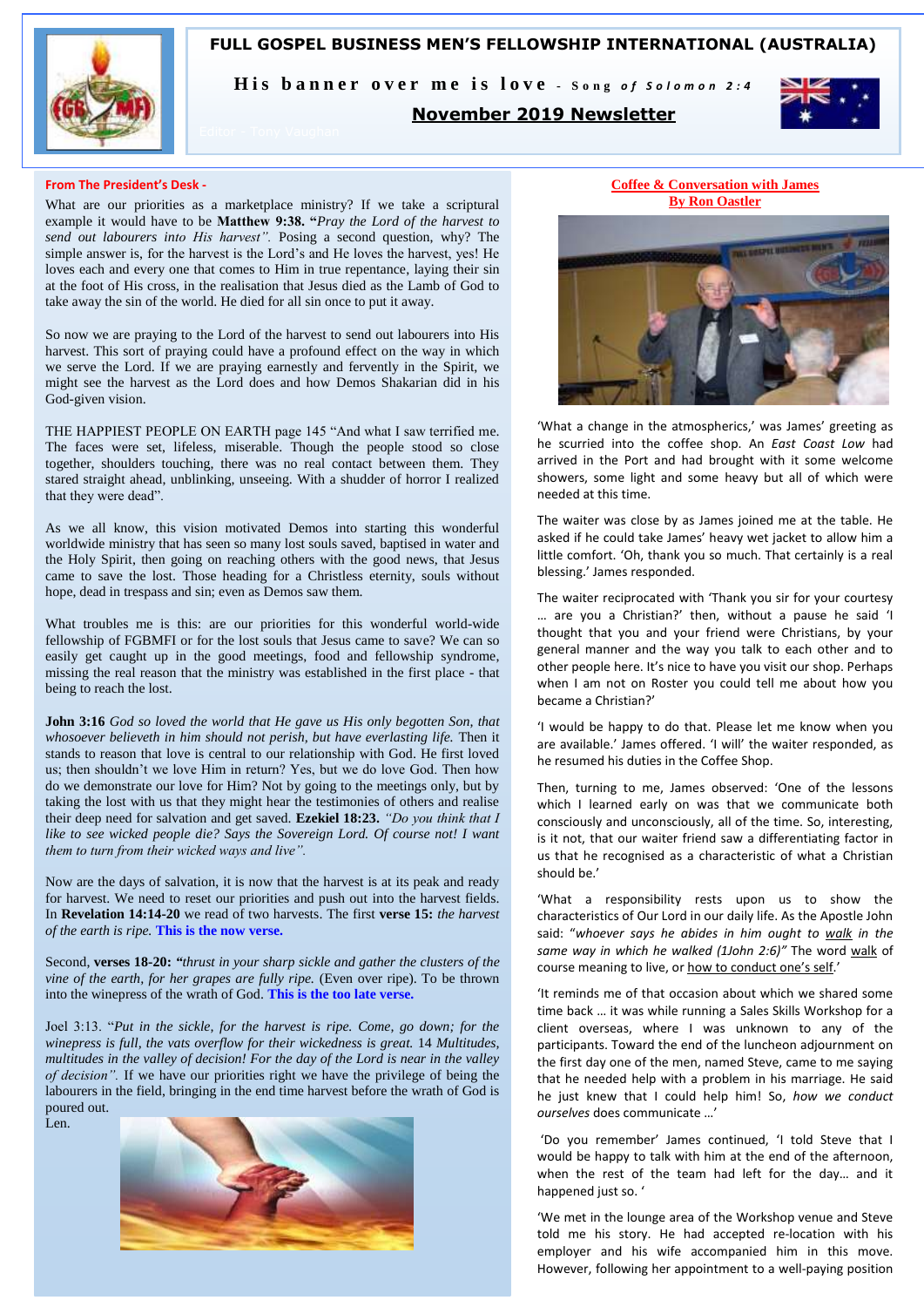# FULL GOSPEL BUSINESS MEN'S FELLOWSHIP INTERNATIONAL (AUSTRALIA)

**His banner over me is love** - *Song of Solomon 2:4*

**November 2019 Newsletter**

Editor - Tony Vaughan

## From The President's Desk -

What are our priorities as a marketplace ministry? If we take a scriptural example it would have to be **Matthew 9:38. "***Pray the Lord of the harvest to send out labourers into His harvest".* Posing a second question, why? The simple answer is, for the harvest is the Lord's and He loves the harvest, yes! He loves each and every one that comes to Him in true repentance, laying their sin at the foot of His cross, in the realisation that Jesus died as the Lamb of God to take away the sin of the world. He died for all sin once to put it away.

So now we are praying to the Lord of the harvest to send out labourers into His harvest. This sort of praying could have a profound effect on the way in which we serve the Lord. If we are praying earnestly and fervently in the Spirit, we might see the harvest as the Lord does and how Demos Shakarian did in his God-given vision.

THE HAPPIEST PEOPLE ON EARTH page 145 "And what I saw terrified me. The faces were set, lifeless, miserable. Though the people stood so close together, shoulders touching, there was no real contact between them. They stared straight ahead, unblinking, unseeing. With a shudder of horror I realized that they were dead".

As we all know, this vision motivated Demos into starting this wonderful worldwide ministry that has seen so many lost souls saved, baptised in water and the Holy Spirit, then going on reaching others with the good news, that Jesus came to save the lost. Those heading for a Christless eternity, souls without hope, dead in trespass and sin; even as Demos saw them.

What troubles me is this: are our priorities for this wonderful world-wide fellowship of FGBMFI or for the lost souls that Jesus came to save? We can so easily get caught up in the good meetings, food and fellowship syndrome, missing the real reason that the ministry was established in the first place - that being to reach the lost.

**John 3:16** *God so loved the world that He gave us His only begotten Son, that whosoever believeth in him should not perish, but have everlasting life.* Then it stands to reason that love is central to our relationship with God. He first loved us; then shouldn't we love Him in return? Yes, but we do love God. Then how do we demonstrate our love for Him? Not by going to the meetings only, but by taking the lost with us that they might hear the testimonies of others and realise their deep need for salvation and get saved. **Ezekiel 18:23.** *"Do you think that I like to see wicked people die? Says the Sovereign Lord. Of course not! I want them to turn from their wicked ways and live".*

Now are the days of salvation, it is now that the harvest is at its peak and ready for harvest. We need to reset our priorities and push out into the harvest fields. In **Revelation 14:14-20** we read of two harvests. The first **verse 15:** *the harvest of the earth is ripe.* **This is the now verse.**

Second, **verses 18-20:** *"thrust in your sharp sickle and gather the clusters of the vine of the earth, for her grapes are fully ripe.* (Even over ripe). To be thrown into the winepress of the wrath of God. **This is the too late verse.**

Joel 3:13. "*Put in the sickle, for the harvest is ripe. Come, go down; for the winepress is full, the vats overflow for their wickedness is great.* 14 *Multitudes, multitudes in the valley of decision! For the day of the Lord is near in the valley of decision".* If we have our priorities right we have the privilege of being the labourers in the field, bringing in the end time harvest before the wrath of God is poured out.

Len.

## Coffee & Conversation with James
### By Ron Oastler

'What a change in the atmospherics,' was James' greeting as he scurried into the coffee shop. An *East Coast Low* had arrived in the Port and had brought with it some welcome showers, some light and some heavy but all of which were needed at this time.

The waiter was close by as James joined me at the table. He asked if he could take James' heavy wet jacket to allow him a little comfort. 'Oh, thank you so much. That certainly is a real blessing.' James responded.

The waiter reciprocated with 'Thank you sir for your courtesy … are you a Christian?' then, without a pause he said 'I thought that you and your friend were Christians, by your general manner and the way you talk to each other and to other people here. It's nice to have you visit our shop. Perhaps when I am not on Roster you could tell me about how you became a Christian?'

'I would be happy to do that. Please let me know when you are available.' James offered. 'I will' the waiter responded, as he resumed his duties in the Coffee Shop.

Then, turning to me, James observed: 'One of the lessons which I learned early on was that we communicate both consciously and unconsciously, all of the time. So, interesting, is it not, that our waiter friend saw a differentiating factor in us that he recognised as a characteristic of what a Christian should be.'

'What a responsibility rests upon us to show the characteristics of Our Lord in our daily life. As the Apostle John said: *"whoever says he abides in him ought to walk in the same way in which he walked (1John 2:6)"* The word walk of course meaning to live, or how to conduct one's self.'

'It reminds me of that occasion about which we shared some time back … it was while running a Sales Skills Workshop for a client overseas, where I was unknown to any of the participants. Toward the end of the luncheon adjournment on the first day one of the men, named Steve, came to me saying that he needed help with a problem in his marriage. He said he just knew that I could help him! So, *how we conduct ourselves* does communicate …'

'Do you remember' James continued, 'I told Steve that I would be happy to talk with him at the end of the afternoon, when the rest of the team had left for the day… and it happened just so. '

'We met in the lounge area of the Workshop venue and Steve told me his story. He had accepted re-location with his employer and his wife accompanied him in this move. However, following her appointment to a well-paying position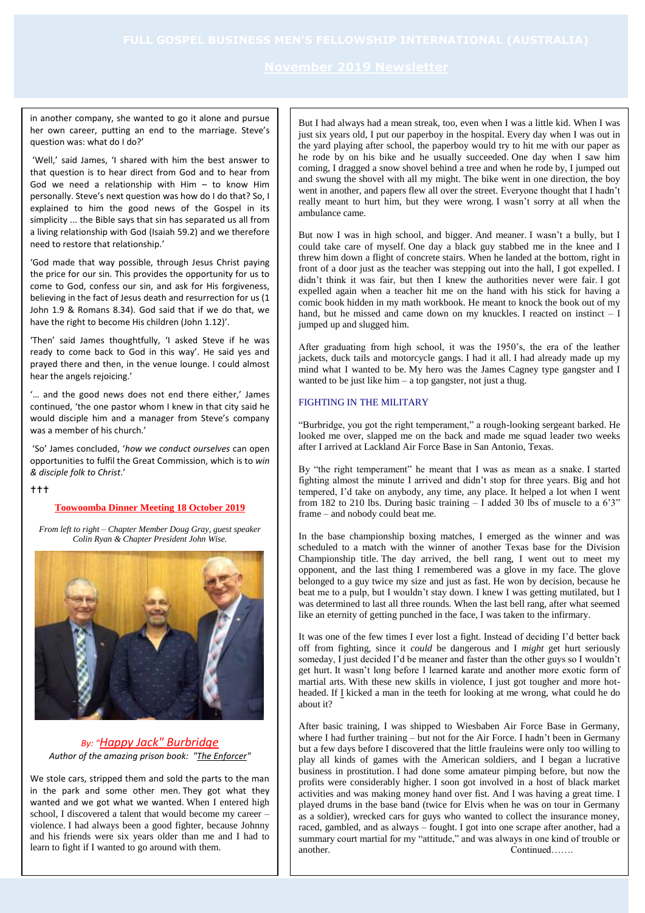in another company, she wanted to go it alone and pursue her own career, putting an end to the marriage. Steve's question was: what do I do?'

'Well,' said James, 'I shared with him the best answer to that question is to hear direct from God and to hear from God we need a relationship with Him – to know Him personally. Steve's next question was how do I do that? So, I explained to him the good news of the Gospel in its simplicity ... the Bible says that sin has separated us all from a living relationship with God (Isaiah 59.2) and we therefore need to restore that relationship.'

'God made that way possible, through Jesus Christ paying the price for our sin. This provides the opportunity for us to come to God, confess our sin, and ask for His forgiveness, believing in the fact of Jesus death and resurrection for us (1 John 1.9 & Romans 8.34). God said that if we do that, we have the right to become His children (John 1.12)'.

'Then' said James thoughtfully, 'I asked Steve if he was ready to come back to God in this way'. He said yes and prayed there and then, in the venue lounge. I could almost hear the angels rejoicing.'

'... and the good news does not end there either,' James continued, 'the one pastor whom I knew in that city said he would disciple him and a manager from Steve's company was a member of his church.'

'So' James concluded, '*how we conduct ourselves* can open opportunities to fulfil the Great Commission, which is to *win & disciple folk to Christ*.'

†††

## Toowoomba Dinner Meeting 18 October 2019

*From left to right – Chapter Member Doug Gray, guest speaker Colin Ryan & Chapter President John Wise.*

*By: "Happy Jack" Burbridge*
*Author of the amazing prison book: "The Enforcer"*

We stole cars, stripped them and sold the parts to the man in the park and some other men. They got what they wanted and we got what we wanted. When I entered high school, I discovered a talent that would become my career – violence. I had always been a good fighter, because Johnny and his friends were six years older than me and I had to learn to fight if I wanted to go around with them.

But I had always had a mean streak, too, even when I was a little kid. When I was just six years old, I put our paperboy in the hospital. Every day when I was out in the yard playing after school, the paperboy would try to hit me with our paper as he rode by on his bike and he usually succeeded. One day when I saw him coming, I dragged a snow shovel behind a tree and when he rode by, I jumped out and swung the shovel with all my might. The bike went in one direction, the boy went in another, and papers flew all over the street. Everyone thought that I hadn't really meant to hurt him, but they were wrong. I wasn't sorry at all when the ambulance came.

But now I was in high school, and bigger. And meaner. I wasn't a bully, but I could take care of myself. One day a black guy stabbed me in the knee and I threw him down a flight of concrete stairs. When he landed at the bottom, right in front of a door just as the teacher was stepping out into the hall, I got expelled. I didn't think it was fair, but then I knew the authorities never were fair. I got expelled again when a teacher hit me on the hand with his stick for having a comic book hidden in my math workbook. He meant to knock the book out of my hand, but he missed and came down on my knuckles. I reacted on instinct – I jumped up and slugged him.

After graduating from high school, it was the 1950's, the era of the leather jackets, duck tails and motorcycle gangs. I had it all. I had already made up my mind what I wanted to be. My hero was the James Cagney type gangster and I wanted to be just like him – a top gangster, not just a thug.

### FIGHTING IN THE MILITARY

"Burbridge, you got the right temperament," a rough-looking sergeant barked. He looked me over, slapped me on the back and made me squad leader two weeks after I arrived at Lackland Air Force Base in San Antonio, Texas.

By "the right temperament" he meant that I was as mean as a snake. I started fighting almost the minute I arrived and didn't stop for three years. Big and hot tempered, I'd take on anybody, any time, any place. It helped a lot when I went from 182 to 210 lbs. During basic training – I added 30 lbs of muscle to a 6'3" frame – and nobody could beat me.

In the base championship boxing matches, I emerged as the winner and was scheduled to a match with the winner of another Texas base for the Division Championship title. The day arrived, the bell rang, I went out to meet my opponent, and the last thing I remembered was a glove in my face. The glove belonged to a guy twice my size and just as fast. He won by decision, because he beat me to a pulp, but I wouldn't stay down. I knew I was getting mutilated, but I was determined to last all three rounds. When the last bell rang, after what seemed like an eternity of getting punched in the face, I was taken to the infirmary.

It was one of the few times I ever lost a fight. Instead of deciding I'd better back off from fighting, since it *could* be dangerous and I *might* get hurt seriously someday, I just decided I'd be meaner and faster than the other guys so I wouldn't get hurt. It wasn't long before I learned karate and another more exotic form of martial arts. With these new skills in violence, I just got tougher and more hot-headed. If I kicked a man in the teeth for looking at me wrong, what could he do about it?

After basic training, I was shipped to Wiesbaben Air Force Base in Germany, where I had further training – but not for the Air Force. I hadn't been in Germany but a few days before I discovered that the little frauleins were only too willing to play all kinds of games with the American soldiers, and I began a lucrative business in prostitution. I had done some amateur pimping before, but now the profits were considerably higher. I soon got involved in a host of black market activities and was making money hand over fist. And I was having a great time. I played drums in the base band (twice for Elvis when he was on tour in Germany as a soldier), wrecked cars for guys who wanted to collect the insurance money, raced, gambled, and as always – fought. I got into one scrape after another, had a summary court martial for my "attitude," and was always in one kind of trouble or another. Continued…….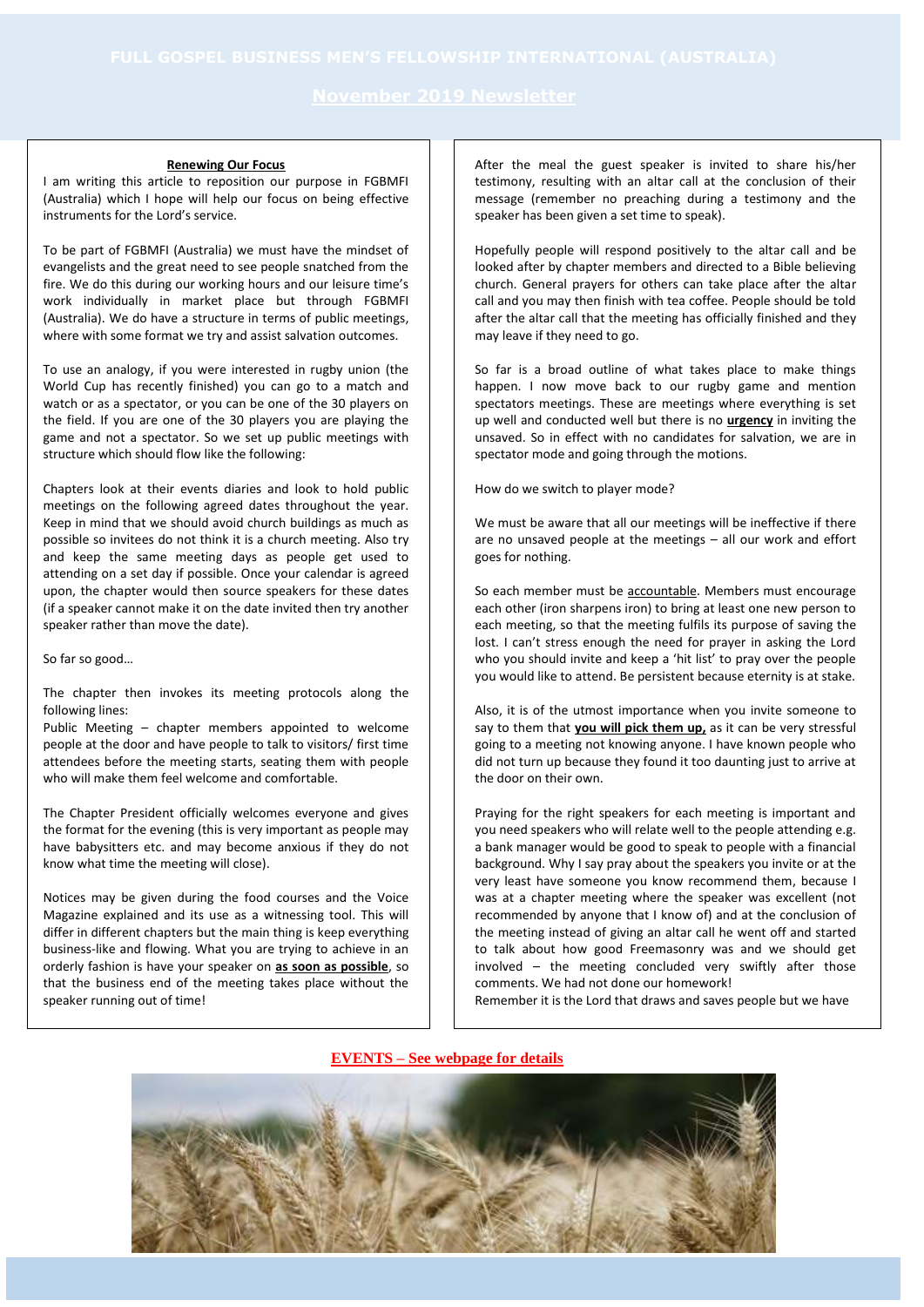# FULL GOSPEL BUSINESS MEN'S FELLOWSHIP INTERNATIONAL (AUSTRALIA)

## November 2019 Newsletter

### Renewing Our Focus

I am writing this article to reposition our purpose in FGBMFI (Australia) which I hope will help our focus on being effective instruments for the Lord's service.

To be part of FGBMFI (Australia) we must have the mindset of evangelists and the great need to see people snatched from the fire. We do this during our working hours and our leisure time's work individually in market place but through FGBMFI (Australia). We do have a structure in terms of public meetings, where with some format we try and assist salvation outcomes.

To use an analogy, if you were interested in rugby union (the World Cup has recently finished) you can go to a match and watch or as a spectator, or you can be one of the 30 players on the field. If you are one of the 30 players you are playing the game and not a spectator. So we set up public meetings with structure which should flow like the following:

Chapters look at their events diaries and look to hold public meetings on the following agreed dates throughout the year. Keep in mind that we should avoid church buildings as much as possible so invitees do not think it is a church meeting. Also try and keep the same meeting days as people get used to attending on a set day if possible. Once your calendar is agreed upon, the chapter would then source speakers for these dates (if a speaker cannot make it on the date invited then try another speaker rather than move the date).

So far so good…

The chapter then invokes its meeting protocols along the following lines:

Public Meeting – chapter members appointed to welcome people at the door and have people to talk to visitors/ first time attendees before the meeting starts, seating them with people who will make them feel welcome and comfortable.

The Chapter President officially welcomes everyone and gives the format for the evening (this is very important as people may have babysitters etc. and may become anxious if they do not know what time the meeting will close).

Notices may be given during the food courses and the Voice Magazine explained and its use as a witnessing tool. This will differ in different chapters but the main thing is keep everything business-like and flowing. What you are trying to achieve in an orderly fashion is have your speaker on **as soon as possible**, so that the business end of the meeting takes place without the speaker running out of time!

After the meal the guest speaker is invited to share his/her testimony, resulting with an altar call at the conclusion of their message (remember no preaching during a testimony and the speaker has been given a set time to speak).

Hopefully people will respond positively to the altar call and be looked after by chapter members and directed to a Bible believing church. General prayers for others can take place after the altar call and you may then finish with tea coffee. People should be told after the altar call that the meeting has officially finished and they may leave if they need to go.

So far is a broad outline of what takes place to make things happen. I now move back to our rugby game and mention spectators meetings. These are meetings where everything is set up well and conducted well but there is no **urgency** in inviting the unsaved. So in effect with no candidates for salvation, we are in spectator mode and going through the motions.

How do we switch to player mode?

We must be aware that all our meetings will be ineffective if there are no unsaved people at the meetings – all our work and effort goes for nothing.

So each member must be accountable. Members must encourage each other (iron sharpens iron) to bring at least one new person to each meeting, so that the meeting fulfils its purpose of saving the lost. I can't stress enough the need for prayer in asking the Lord who you should invite and keep a 'hit list' to pray over the people you would like to attend. Be persistent because eternity is at stake.

Also, it is of the utmost importance when you invite someone to say to them that **you will pick them up,** as it can be very stressful going to a meeting not knowing anyone. I have known people who did not turn up because they found it too daunting just to arrive at the door on their own.

Praying for the right speakers for each meeting is important and you need speakers who will relate well to the people attending e.g. a bank manager would be good to speak to people with a financial background. Why I say pray about the speakers you invite or at the very least have someone you know recommend them, because I was at a chapter meeting where the speaker was excellent (not recommended by anyone that I know of) and at the conclusion of the meeting instead of giving an altar call he went off and started to talk about how good Freemasonry was and we should get involved – the meeting concluded very swiftly after those comments. We had not done our homework!

Remember it is the Lord that draws and saves people but we have

**EVENTS – See webpage for details**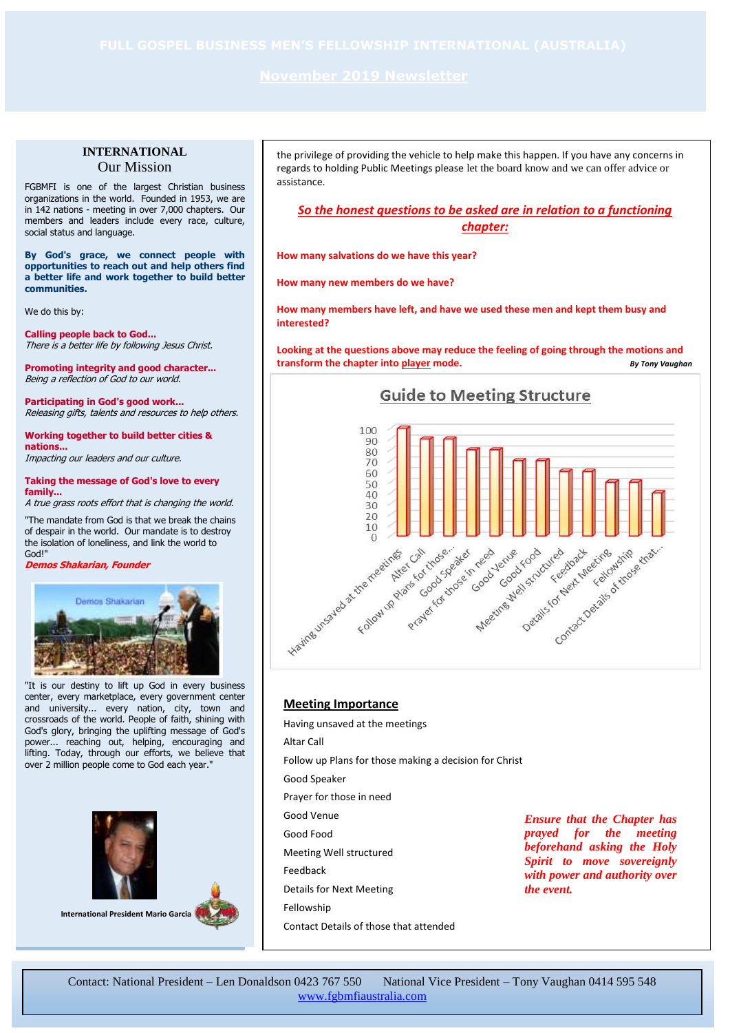# FULL GOSPEL BUSINESS MEN'S FELLOWSHIP INTERNATIONAL (AUSTRALIA)

## November 2019 Newsletter

### INTERNATIONAL
### Our Mission

FGBMFI is one of the largest Christian business organizations in the world. Founded in 1953, we are in 142 nations - meeting in over 7,000 chapters. Our members and leaders include every race, culture, social status and language.

**By God's grace, we connect people with opportunities to reach out and help others find a better life and work together to build better communities.**

We do this by:

**Calling people back to God...**
*There is a better life by following Jesus Christ.*

**Promoting integrity and good character...**
*Being a reflection of God to our world.*

**Participating in God's good work...**
*Releasing gifts, talents and resources to help others.*

**Working together to build better cities & nations...**
*Impacting our leaders and our culture.*

**Taking the message of God's love to every family...**
*A true grass roots effort that is changing the world.*

"The mandate from God is that we break the chains of despair in the world. Our mandate is to destroy the isolation of loneliness, and link the world to God!"
***Demos Shakarian, Founder***

Demos Shakarian

"It is our destiny to lift up God in every business center, every marketplace, every government center and university... every nation, city, town and crossroads of the world. People of faith, shining with God's glory, bringing the uplifting message of God's power... reaching out, helping, encouraging and lifting. Today, through our efforts, we believe that over 2 million people come to God each year."

**International President Mario Garcia**

the privilege of providing the vehicle to help make this happen. If you have any concerns in regards to holding Public Meetings please let the board know and we can offer advice or assistance.

***So the honest questions to be asked are in relation to a functioning chapter:***

**How many salvations do we have this year?**

**How many new members do we have?**

**How many members have left, and have we used these men and kept them busy and interested?**

**Looking at the questions above may reduce the feeling of going through the motions and transform the chapter into player mode.**

***By Tony Vaughan***

### Guide to Meeting Structure

100
90
80
70
60
50
40
30
20
10
0

Having unsaved at the meetings
Alter Call
Follow up Plans for those...
Good Speaker
Prayer for those in need
Good Venue
Good Food
Meeting Well structured
Feedback
Details for Next Meeting
Fellowship
Contact Details of those that...

### Meeting Importance

Having unsaved at the meetings

Altar Call

Follow up Plans for those making a decision for Christ

Good Speaker

Prayer for those in need

Good Venue

Good Food

Meeting Well structured

Feedback

Details for Next Meeting

Fellowship

Contact Details of those that attended

***Ensure that the Chapter has prayed for the meeting beforehand asking the Holy Spirit to move sovereignly with power and authority over the event.***

Contact: National President – Len Donaldson 0423 767 550 National Vice President – Tony Vaughan 0414 595 548
www.fgbmfiaustralia.com